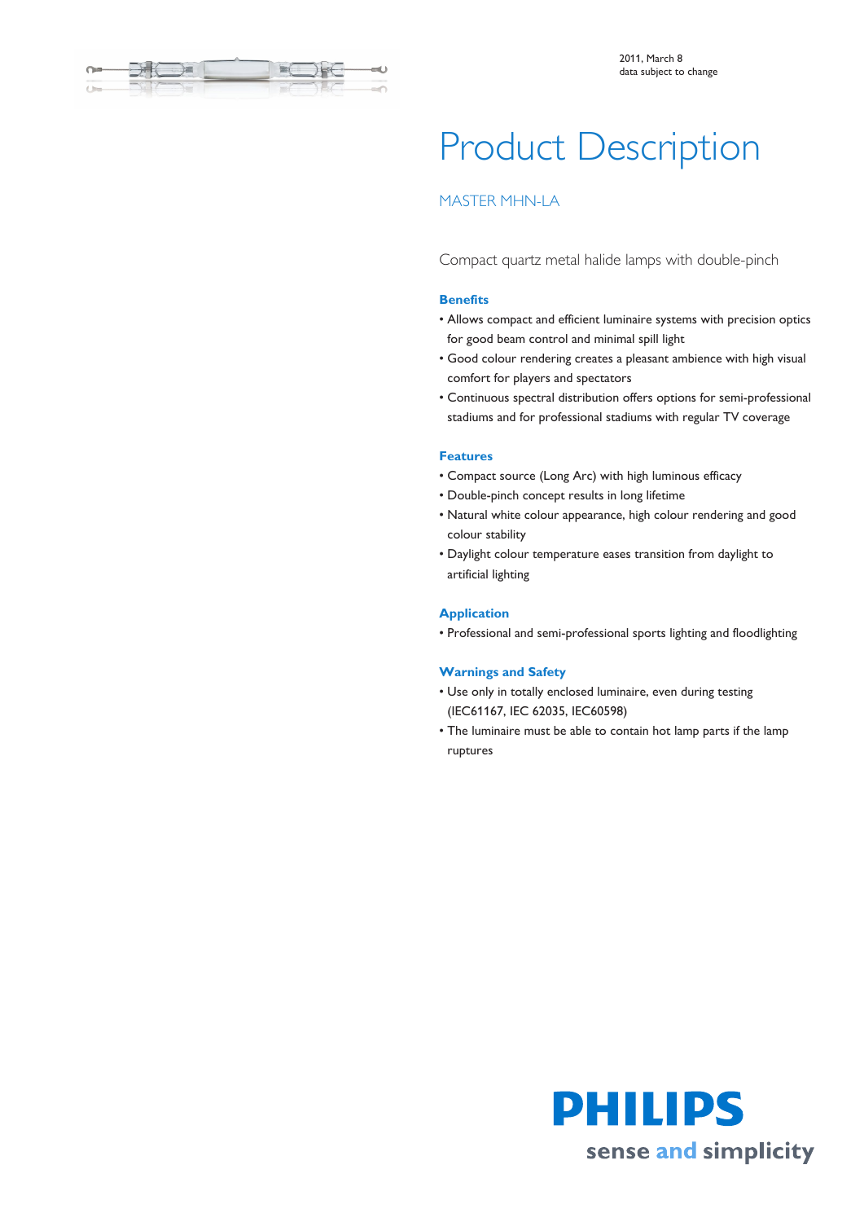2011, March 8
data subject to change

# Product Description

## MASTER MHN-LA

Compact quartz metal halide lamps with double-pinch

### Benefits

- Allows compact and efficient luminaire systems with precision optics for good beam control and minimal spill light
- Good colour rendering creates a pleasant ambience with high visual comfort for players and spectators
- Continuous spectral distribution offers options for semi-professional stadiums and for professional stadiums with regular TV coverage

### Features

- Compact source (Long Arc) with high luminous efficacy
- Double-pinch concept results in long lifetime
- Natural white colour appearance, high colour rendering and good colour stability
- Daylight colour temperature eases transition from daylight to artificial lighting

### Application

- Professional and semi-professional sports lighting and floodlighting

### Warnings and Safety

- Use only in totally enclosed luminaire, even during testing (IEC61167, IEC 62035, IEC60598)
- The luminaire must be able to contain hot lamp parts if the lamp ruptures

PHILIPS
sense and simplicity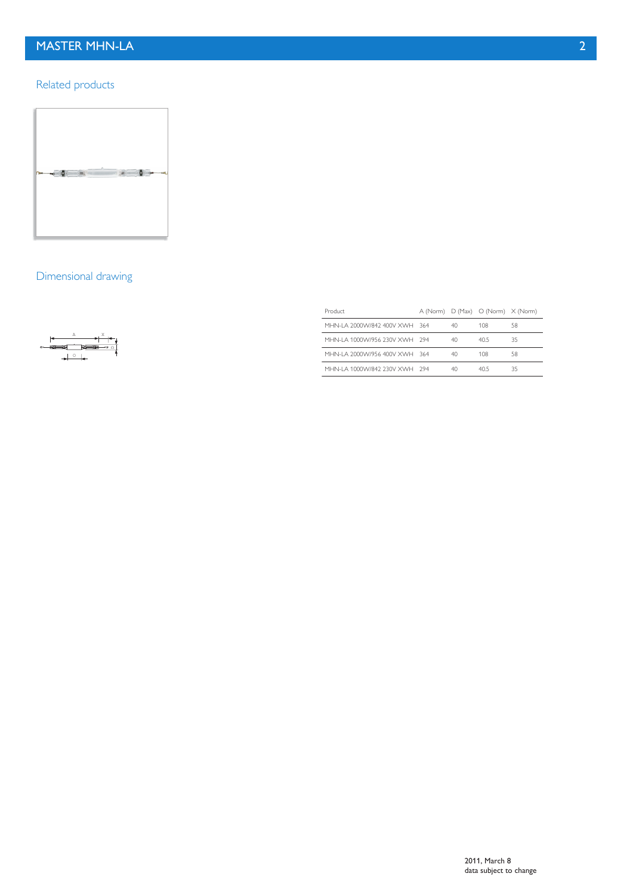## Related products

## Dimensional drawing

| Product | A (Norm) | D (Max) | O (Norm) | X (Norm) |
|---|---|---|---|---|
| MHN-LA 2000W/842 400V XWH | 364 | 40 | 108 | 58 |
| MHN-LA 1000W/956 230V XWH | 294 | 40 | 40.5 | 35 |
| MHN-LA 2000W/956 400V XWH | 364 | 40 | 108 | 58 |
| MHN-LA 1000W/842 230V XWH | 294 | 40 | 40.5 | 35 |

2011, March 8
data subject to change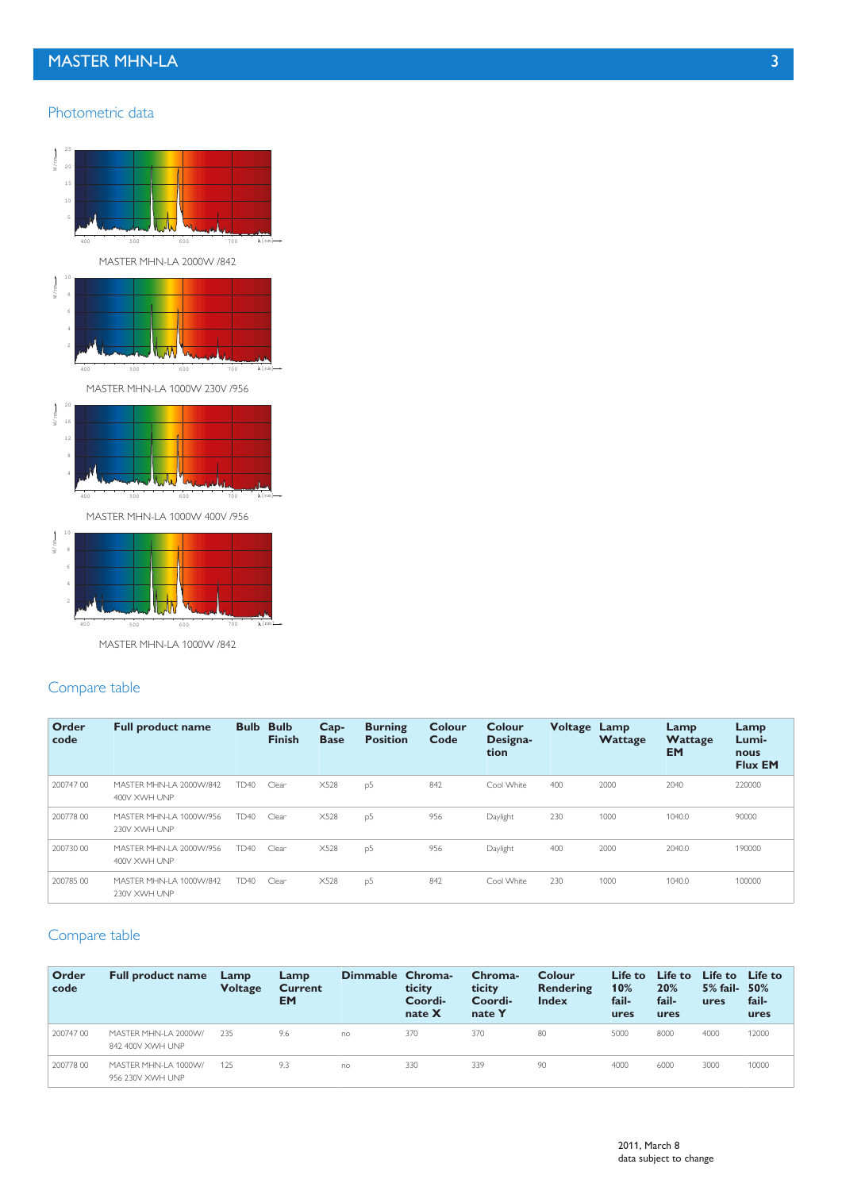## Photometric data

MASTER MHN-LA 2000W /842

MASTER MHN-LA 1000W 230V /956

MASTER MHN-LA 1000W 400V /956

MASTER MHN-LA 1000W /842

## Compare table

| Order code | Full product name | Bulb | Bulb Finish | Cap-Base | Burning Position | Colour Code | Colour Designa-tion | Voltage | Lamp Wattage | Lamp Wattage EM | Lamp Lumi-nous Flux EM |
|---|---|---|---|---|---|---|---|---|---|---|---|
| 200747 00 | MASTER MHN-LA 2000W/842 400V XWH UNP | TD40 | Clear | X528 | p5 | 842 | Cool White | 400 | 2000 | 2040 | 220000 |
| 200778 00 | MASTER MHN-LA 1000W/956 230V XWH UNP | TD40 | Clear | X528 | p5 | 956 | Daylight | 230 | 1000 | 1040.0 | 90000 |
| 200730 00 | MASTER MHN-LA 2000W/956 400V XWH UNP | TD40 | Clear | X528 | p5 | 956 | Daylight | 400 | 2000 | 2040.0 | 190000 |
| 200785 00 | MASTER MHN-LA 1000W/842 230V XWH UNP | TD40 | Clear | X528 | p5 | 842 | Cool White | 230 | 1000 | 1040.0 | 100000 |

## Compare table

| Order code | Full product name | Lamp Voltage | Lamp Current EM | Dimmable | Chroma-ticity Coordi-nate X | Chroma-ticity Coordi-nate Y | Colour Rendering Index | Life to 10% fail-ures | Life to 20% fail-ures | Life to 5% fail-ures | Life to 50% fail-ures |
|---|---|---|---|---|---|---|---|---|---|---|---|
| 200747 00 | MASTER MHN-LA 2000W/842 400V XWH UNP | 235 | 9.6 | no | 370 | 370 | 80 | 5000 | 8000 | 4000 | 12000 |
| 200778 00 | MASTER MHN-LA 1000W/956 230V XWH UNP | 125 | 9.3 | no | 330 | 339 | 90 | 4000 | 6000 | 3000 | 10000 |

2011, March 8
data subject to change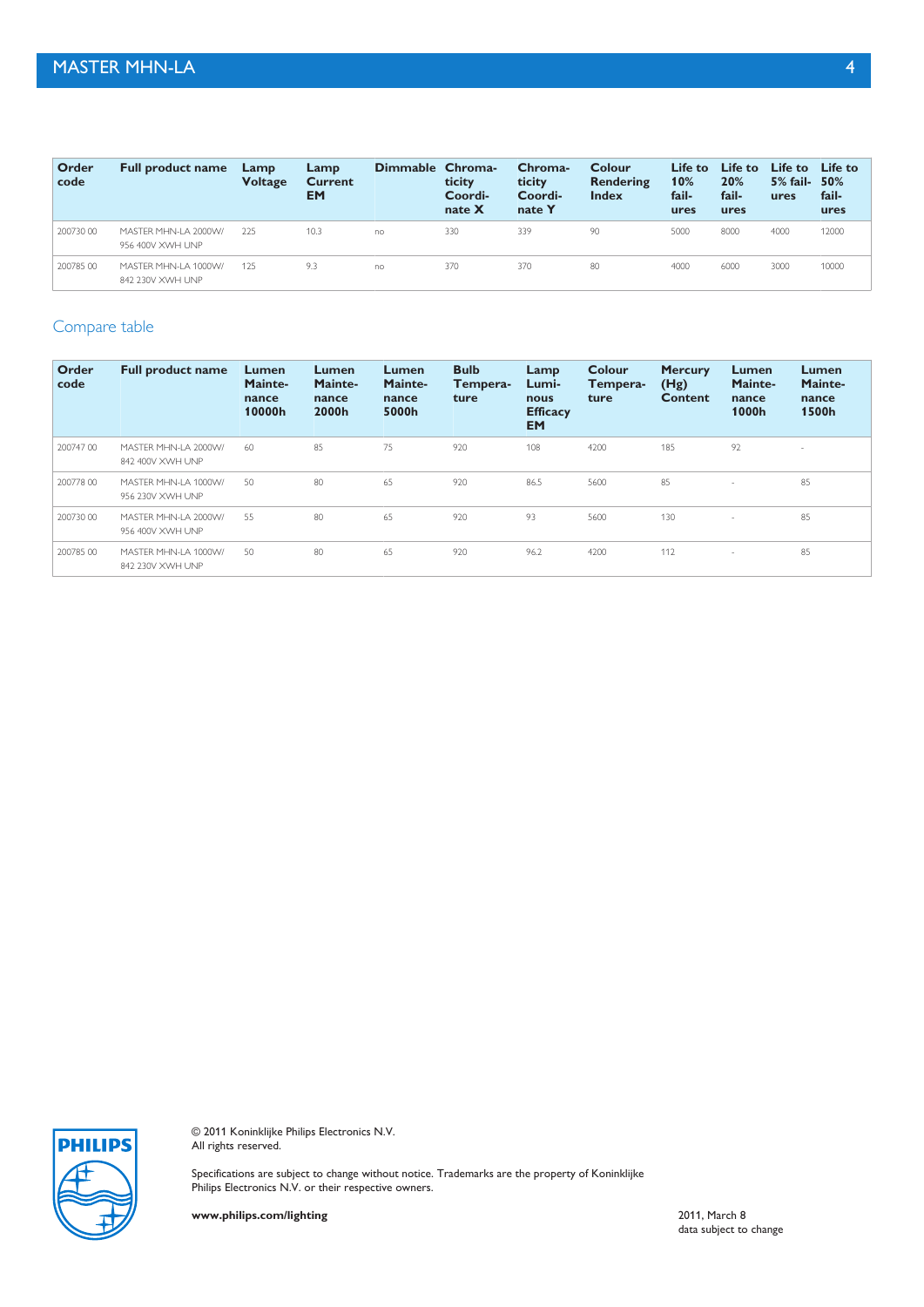| Order code | Full product name | Lamp Voltage | Lamp Current EM | Dimmable | Chroma-ticity Coordi-nate X | Chroma-ticity Coordi-nate Y | Colour Rendering Index | Life to 10% fail-ures | Life to 20% fail-ures | Life to 5% fail-ures | Life to 50% fail-ures |
|---|---|---|---|---|---|---|---|---|---|---|---|
| 200730 00 | MASTER MHN-LA 2000W/ 956 400V XWH UNP | 225 | 10.3 | no | 330 | 339 | 90 | 5000 | 8000 | 4000 | 12000 |
| 200785 00 | MASTER MHN-LA 1000W/ 842 230V XWH UNP | 125 | 9.3 | no | 370 | 370 | 80 | 4000 | 6000 | 3000 | 10000 |

## Compare table

| Order code | Full product name | Lumen Mainte-nance 10000h | Lumen Mainte-nance 2000h | Lumen Mainte-nance 5000h | Bulb Tempera-ture | Lamp Lumi-nous Efficacy EM | Colour Tempera-ture | Mercury (Hg) Content | Lumen Mainte-nance 1000h | Lumen Mainte-nance 1500h |
|---|---|---|---|---|---|---|---|---|---|---|
| 200747 00 | MASTER MHN-LA 2000W/ 842 400V XWH UNP | 60 | 85 | 75 | 920 | 108 | 4200 | 185 | 92 | - |
| 200778 00 | MASTER MHN-LA 1000W/ 956 230V XWH UNP | 50 | 80 | 65 | 920 | 86.5 | 5600 | 85 | - | 85 |
| 200730 00 | MASTER MHN-LA 2000W/ 956 400V XWH UNP | 55 | 80 | 65 | 920 | 93 | 5600 | 130 | - | 85 |
| 200785 00 | MASTER MHN-LA 1000W/ 842 230V XWH UNP | 50 | 80 | 65 | 920 | 96.2 | 4200 | 112 | - | 85 |

© 2011 Koninklijke Philips Electronics N.V.
All rights reserved.

Specifications are subject to change without notice. Trademarks are the property of Koninklijke Philips Electronics N.V. or their respective owners.

**www.philips.com/lighting**

2011, March 8
data subject to change